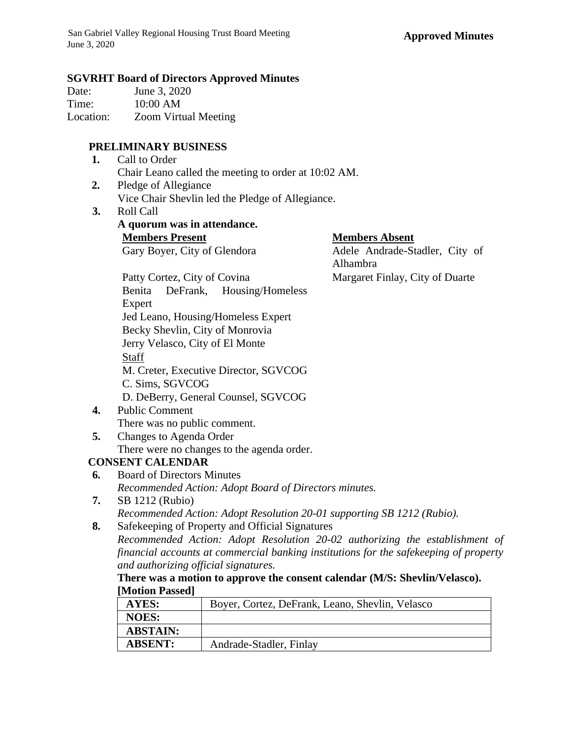**Approved Minutes**

## SGVRHT Board of Directors Approved Minutes

Date: June 3, 2020
Time: 10:00 AM
Location: Zoom Virtual Meeting

### PRELIMINARY BUSINESS

**1.** Call to Order
Chair Leano called the meeting to order at 10:02 AM.

**2.** Pledge of Allegiance
Vice Chair Shevlin led the Pledge of Allegiance.

**3.** Roll Call
**A quorum was in attendance.**

**Members Present**
Gary Boyer, City of Glendora
Patty Cortez, City of Covina
Benita DeFrank, Housing/Homeless Expert
Jed Leano, Housing/Homeless Expert
Becky Shevlin, City of Monrovia
Jerry Velasco, City of El Monte

**Members Absent**
Adele Andrade-Stadler, City of Alhambra
Margaret Finlay, City of Duarte

Staff
M. Creter, Executive Director, SGVCOG
C. Sims, SGVCOG
D. DeBerry, General Counsel, SGVCOG

**4.** Public Comment
There was no public comment.

**5.** Changes to Agenda Order
There were no changes to the agenda order.

### CONSENT CALENDAR

**6.** Board of Directors Minutes
*Recommended Action: Adopt Board of Directors minutes.*

**7.** SB 1212 (Rubio)
*Recommended Action: Adopt Resolution 20-01 supporting SB 1212 (Rubio).*

**8.** Safekeeping of Property and Official Signatures
*Recommended Action: Adopt Resolution 20-02 authorizing the establishment of financial accounts at commercial banking institutions for the safekeeping of property and authorizing official signatures.*

**There was a motion to approve the consent calendar (M/S: Shevlin/Velasco).**
**[Motion Passed]**

| | |
|---|---|
| **AYES:** | Boyer, Cortez, DeFrank, Leano, Shevlin, Velasco |
| **NOES:** | |
| **ABSTAIN:** | |
| **ABSENT:** | Andrade-Stadler, Finlay |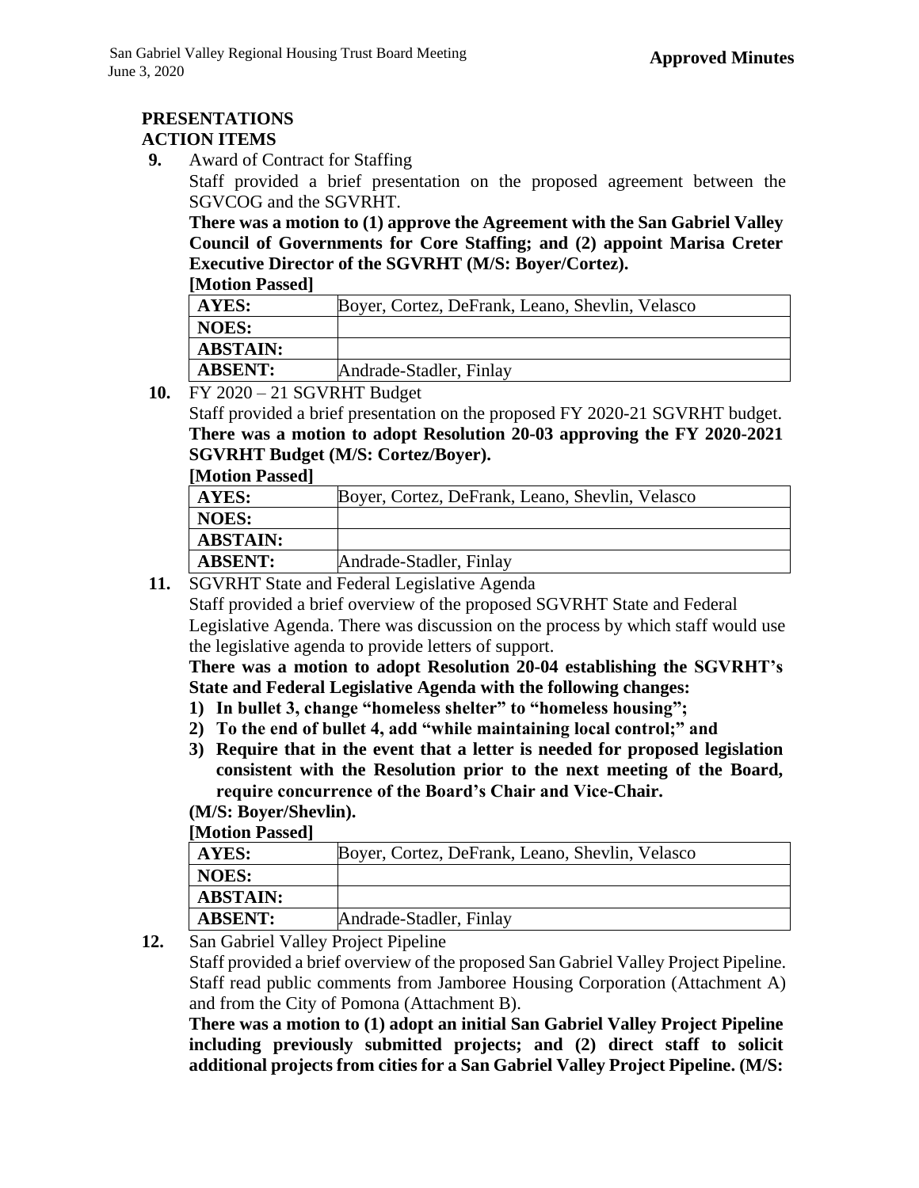**PRESENTATIONS**

**ACTION ITEMS**

**9.** Award of Contract for Staffing

Staff provided a brief presentation on the proposed agreement between the SGVCOG and the SGVRHT.

**There was a motion to (1) approve the Agreement with the San Gabriel Valley Council of Governments for Core Staffing; and (2) appoint Marisa Creter Executive Director of the SGVRHT (M/S: Boyer/Cortez).**

**[Motion Passed]**

| | |
|---|---|
| **AYES:** | Boyer, Cortez, DeFrank, Leano, Shevlin, Velasco |
| **NOES:** | |
| **ABSTAIN:** | |
| **ABSENT:** | Andrade-Stadler, Finlay |

**10.** FY 2020 – 21 SGVRHT Budget

Staff provided a brief presentation on the proposed FY 2020-21 SGVRHT budget.

**There was a motion to adopt Resolution 20-03 approving the FY 2020-2021 SGVRHT Budget (M/S: Cortez/Boyer).**

**[Motion Passed]**

| | |
|---|---|
| **AYES:** | Boyer, Cortez, DeFrank, Leano, Shevlin, Velasco |
| **NOES:** | |
| **ABSTAIN:** | |
| **ABSENT:** | Andrade-Stadler, Finlay |

**11.** SGVRHT State and Federal Legislative Agenda

Staff provided a brief overview of the proposed SGVRHT State and Federal Legislative Agenda. There was discussion on the process by which staff would use the legislative agenda to provide letters of support.

**There was a motion to adopt Resolution 20-04 establishing the SGVRHT's State and Federal Legislative Agenda with the following changes:**

1) **In bullet 3, change "homeless shelter" to "homeless housing";**
2) **To the end of bullet 4, add "while maintaining local control;" and**
3) **Require that in the event that a letter is needed for proposed legislation consistent with the Resolution prior to the next meeting of the Board, require concurrence of the Board's Chair and Vice-Chair.**

**(M/S: Boyer/Shevlin).**

**[Motion Passed]**

| | |
|---|---|
| **AYES:** | Boyer, Cortez, DeFrank, Leano, Shevlin, Velasco |
| **NOES:** | |
| **ABSTAIN:** | |
| **ABSENT:** | Andrade-Stadler, Finlay |

**12.** San Gabriel Valley Project Pipeline

Staff provided a brief overview of the proposed San Gabriel Valley Project Pipeline. Staff read public comments from Jamboree Housing Corporation (Attachment A) and from the City of Pomona (Attachment B).

**There was a motion to (1) adopt an initial San Gabriel Valley Project Pipeline including previously submitted projects; and (2) direct staff to solicit additional projects from cities for a San Gabriel Valley Project Pipeline. (M/S:**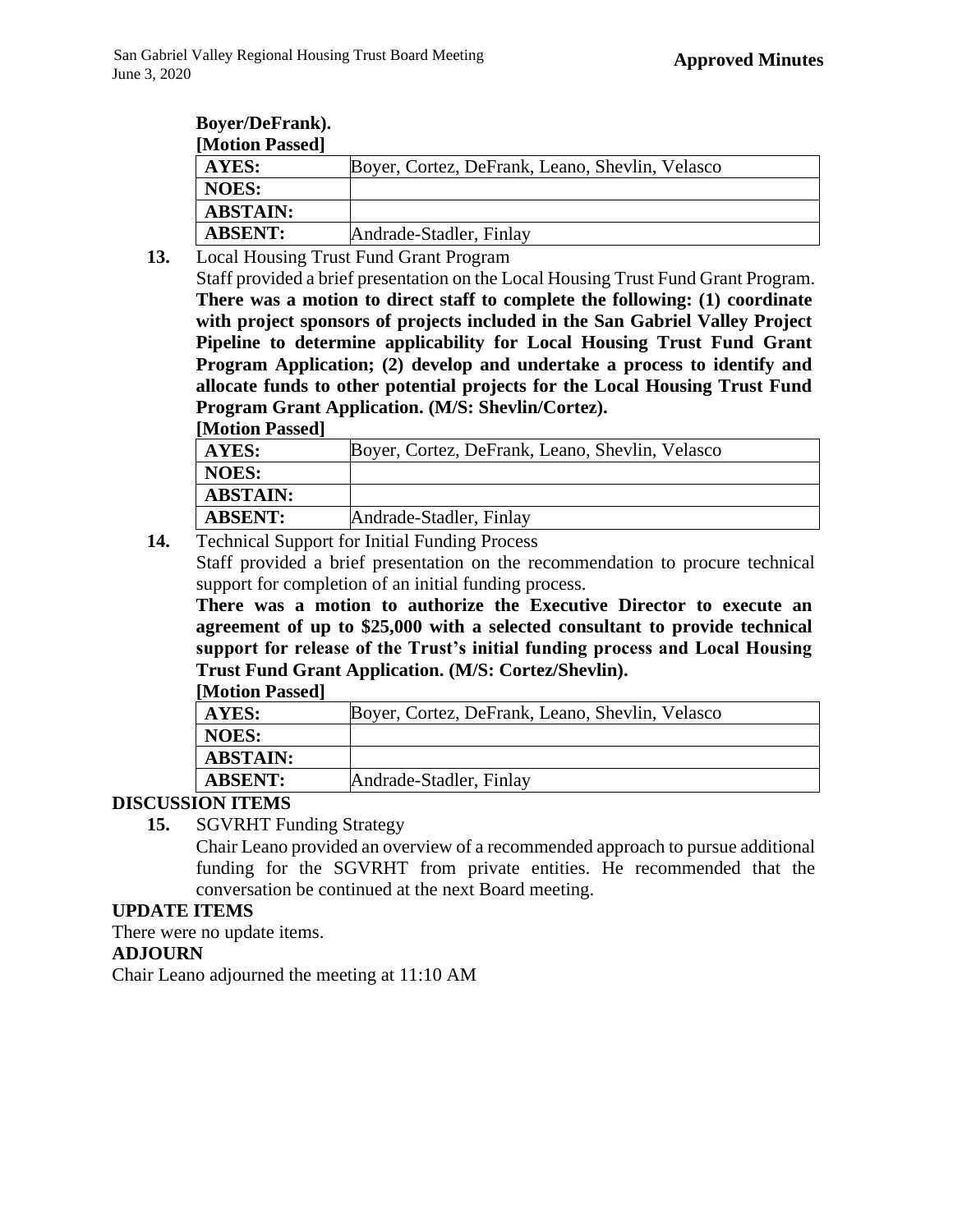**Boyer/DeFrank).**

**[Motion Passed]**

| | |
|---|---|
| **AYES:** | Boyer, Cortez, DeFrank, Leano, Shevlin, Velasco |
| **NOES:** | |
| **ABSTAIN:** | |
| **ABSENT:** | Andrade-Stadler, Finlay |

**13.** Local Housing Trust Fund Grant Program

Staff provided a brief presentation on the Local Housing Trust Fund Grant Program. **There was a motion to direct staff to complete the following: (1) coordinate with project sponsors of projects included in the San Gabriel Valley Project Pipeline to determine applicability for Local Housing Trust Fund Grant Program Application; (2) develop and undertake a process to identify and allocate funds to other potential projects for the Local Housing Trust Fund Program Grant Application. (M/S: Shevlin/Cortez).**

**[Motion Passed]**

| | |
|---|---|
| **AYES:** | Boyer, Cortez, DeFrank, Leano, Shevlin, Velasco |
| **NOES:** | |
| **ABSTAIN:** | |
| **ABSENT:** | Andrade-Stadler, Finlay |

**14.** Technical Support for Initial Funding Process

Staff provided a brief presentation on the recommendation to procure technical support for completion of an initial funding process.

**There was a motion to authorize the Executive Director to execute an agreement of up to $25,000 with a selected consultant to provide technical support for release of the Trust's initial funding process and Local Housing Trust Fund Grant Application. (M/S: Cortez/Shevlin).**

**[Motion Passed]**

| | |
|---|---|
| **AYES:** | Boyer, Cortez, DeFrank, Leano, Shevlin, Velasco |
| **NOES:** | |
| **ABSTAIN:** | |
| **ABSENT:** | Andrade-Stadler, Finlay |

## DISCUSSION ITEMS

**15.** SGVRHT Funding Strategy

Chair Leano provided an overview of a recommended approach to pursue additional funding for the SGVRHT from private entities. He recommended that the conversation be continued at the next Board meeting.

## UPDATE ITEMS

There were no update items.

## ADJOURN

Chair Leano adjourned the meeting at 11:10 AM